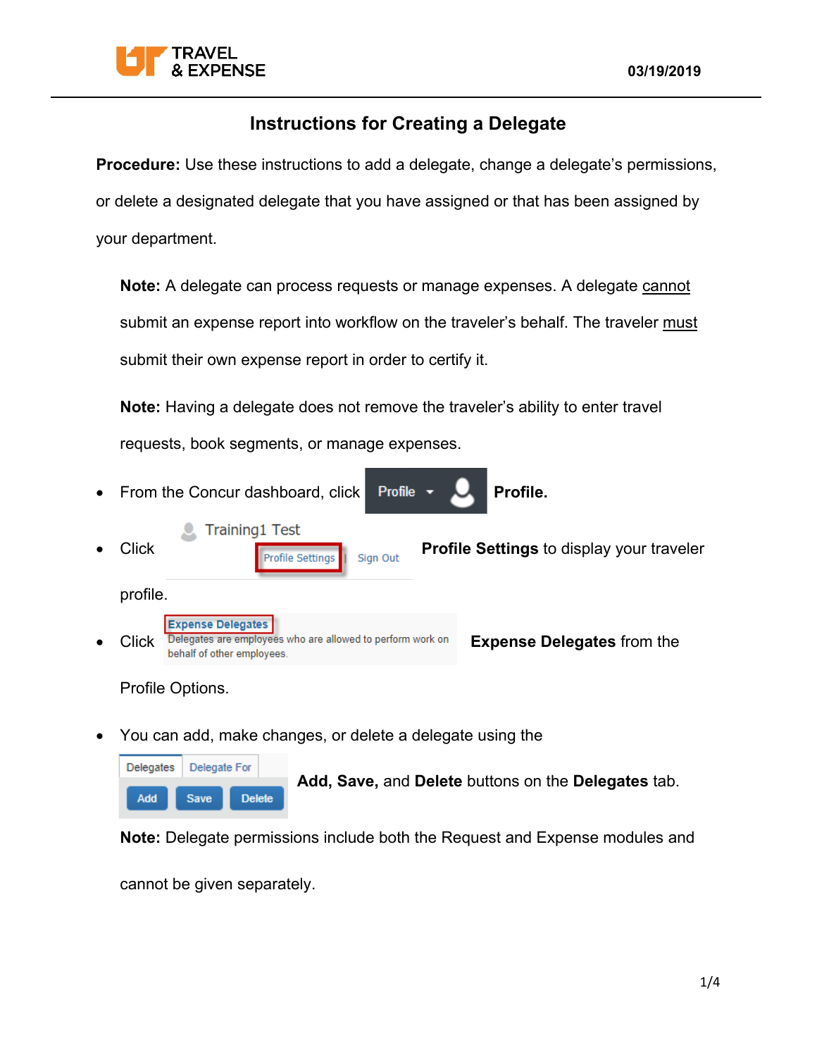03/19/2019

# Instructions for Creating a Delegate

**Procedure:** Use these instructions to add a delegate, change a delegate's permissions, or delete a designated delegate that you have assigned or that has been assigned by your department.

> **Note:** A delegate can process requests or manage expenses. A delegate cannot submit an expense report into workflow on the traveler's behalf. The traveler must submit their own expense report in order to certify it.

> **Note:** Having a delegate does not remove the traveler's ability to enter travel requests, book segments, or manage expenses.

- From the Concur dashboard, click Profile **Profile.**
- Click Profile Settings **Profile Settings** to display your traveler profile.
- Click Expense Delegates (Delegates are employees who are allowed to perform work on behalf of other employees.) **Expense Delegates** from the Profile Options.
- You can add, make changes, or delete a delegate using the **Add, Save,** and **Delete** buttons on the **Delegates** tab.

  **Note:** Delegate permissions include both the Request and Expense modules and cannot be given separately.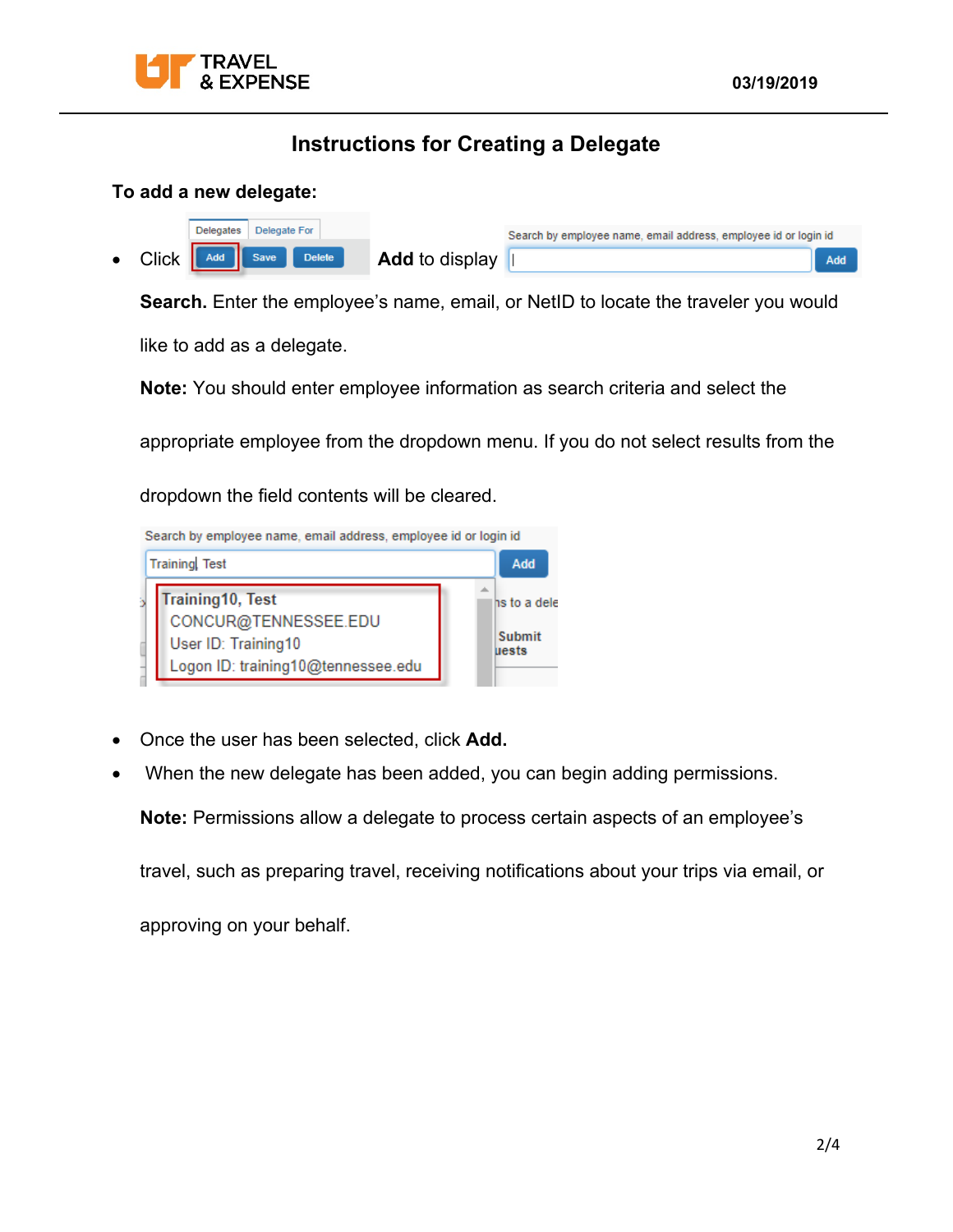# Instructions for Creating a Delegate

**To add a new delegate:**

- Click **Add** to display **Search.** Enter the employee's name, email, or NetID to locate the traveler you would like to add as a delegate.

  **Note:** You should enter employee information as search criteria and select the appropriate employee from the dropdown menu. If you do not select results from the dropdown the field contents will be cleared.

- Once the user has been selected, click **Add.**
- When the new delegate has been added, you can begin adding permissions.

  **Note:** Permissions allow a delegate to process certain aspects of an employee's travel, such as preparing travel, receiving notifications about your trips via email, or approving on your behalf.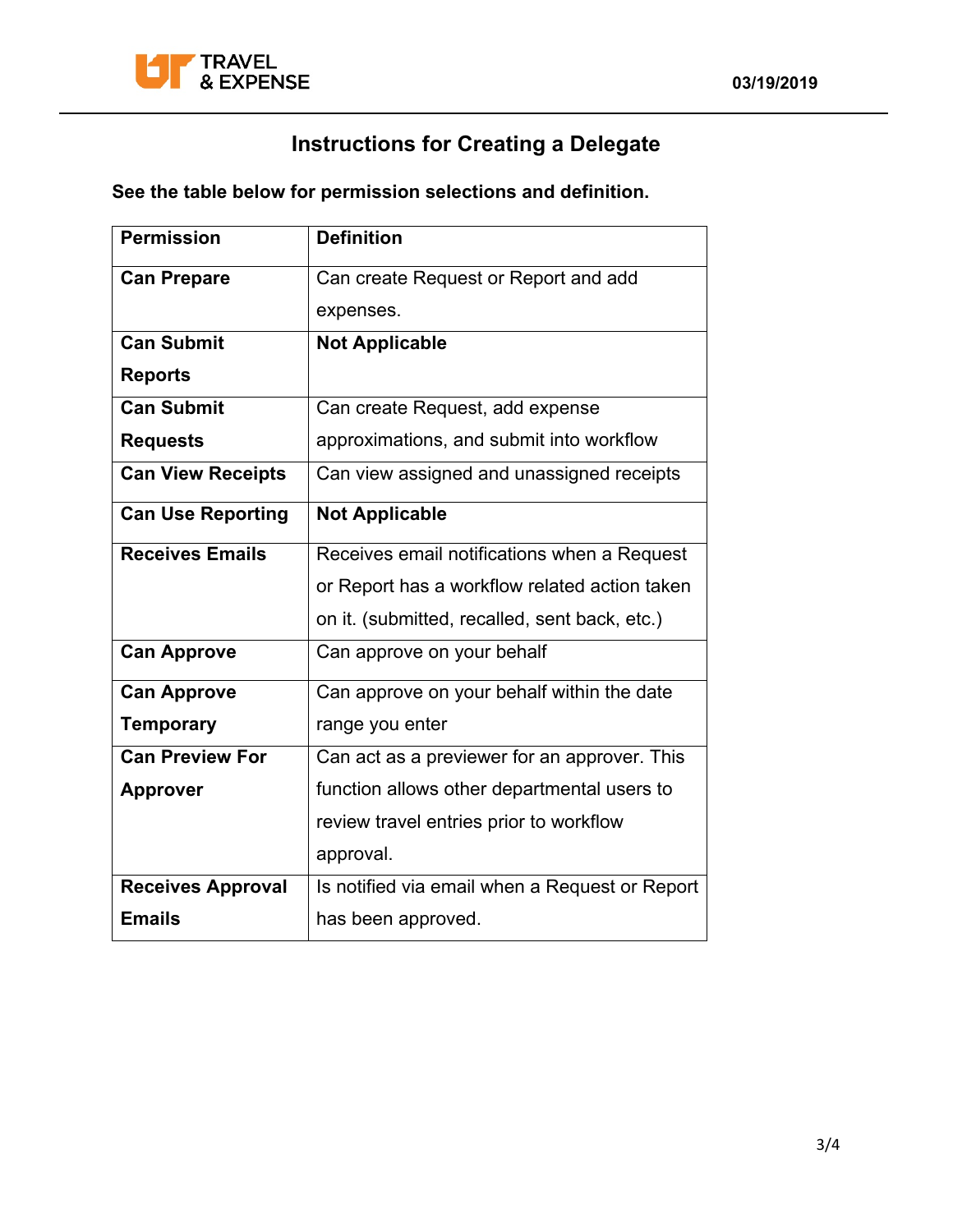## Instructions for Creating a Delegate

**See the table below for permission selections and definition.**

| Permission | Definition |
|---|---|
| **Can Prepare** | Can create Request or Report and add expenses. |
| **Can Submit Reports** | **Not Applicable** |
| **Can Submit Requests** | Can create Request, add expense approximations, and submit into workflow |
| **Can View Receipts** | Can view assigned and unassigned receipts |
| **Can Use Reporting** | **Not Applicable** |
| **Receives Emails** | Receives email notifications when a Request or Report has a workflow related action taken on it. (submitted, recalled, sent back, etc.) |
| **Can Approve** | Can approve on your behalf |
| **Can Approve Temporary** | Can approve on your behalf within the date range you enter |
| **Can Preview For Approver** | Can act as a previewer for an approver. This function allows other departmental users to review travel entries prior to workflow approval. |
| **Receives Approval Emails** | Is notified via email when a Request or Report has been approved. |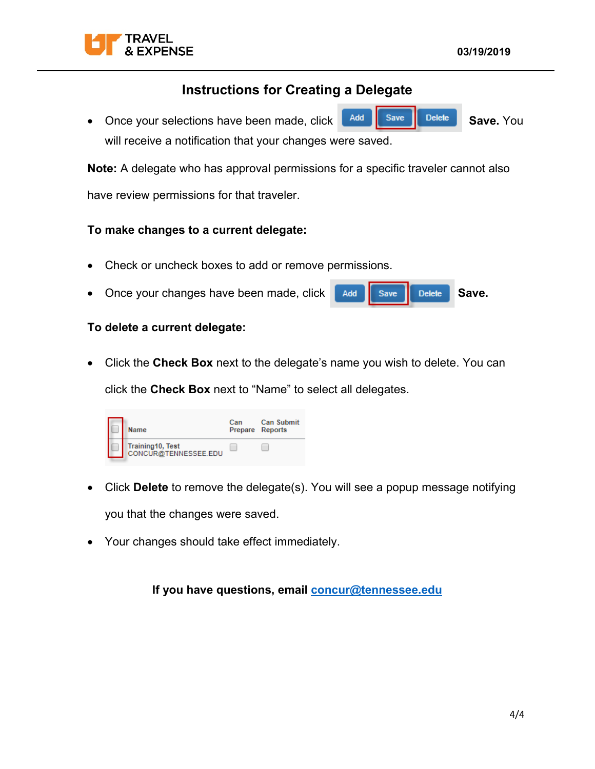# Instructions for Creating a Delegate

- Once your selections have been made, click Add Save Delete **Save.** You will receive a notification that your changes were saved.

**Note:** A delegate who has approval permissions for a specific traveler cannot also have review permissions for that traveler.

**To make changes to a current delegate:**

- Check or uncheck boxes to add or remove permissions.
- Once your changes have been made, click Add Save Delete **Save.**

**To delete a current delegate:**

- Click the **Check Box** next to the delegate's name you wish to delete. You can click the **Check Box** next to "Name" to select all delegates.

| | Name | Can Prepare | Can Submit Reports |
|---|---|---|---|
| ☐ | Training10, Test CONCUR@TENNESSEE.EDU | ☐ | ☐ |

- Click **Delete** to remove the delegate(s). You will see a popup message notifying you that the changes were saved.
- Your changes should take effect immediately.

**If you have questions, email concur@tennessee.edu**